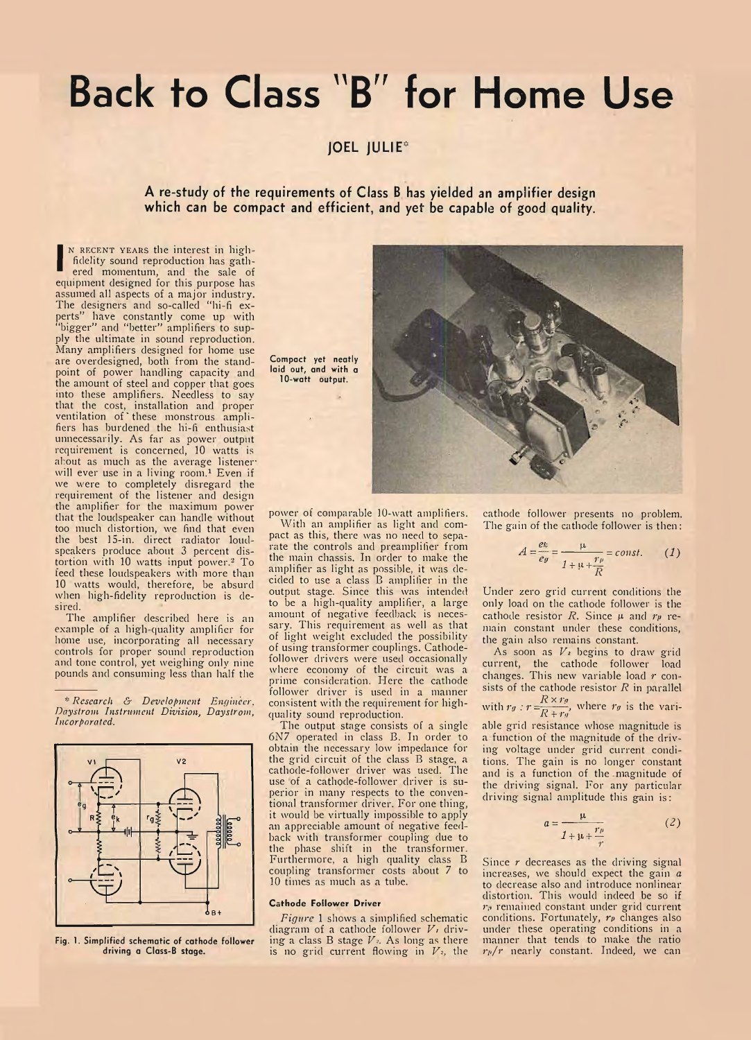# Back to Class "B" for Home Use

## JOEL JULIE*

**A re-study of the requirements of Class B has yielded an amplifier design which can be compact and efficient, and yet be capable of good quality.**

In recent years the interest in high-fidelity sound reproduction has gathered momentum, and the sale of equipment designed for this purpose has assumed all aspects of a major industry. The designers and so-called "hi-fi experts" have constantly come up with "bigger" and "better" amplifiers to supply the ultimate in sound reproduction. Many amplifiers designed for home use are overdesigned, both from the standpoint of power handling capacity and the amount of steel and copper that goes into these amplifiers. Needless to say that the cost, installation and proper ventilation of these monstrous amplifiers has burdened the hi-fi enthusiast unnecessarily. As far as power output requirement is concerned, 10 watts is about as much as the average listener will ever use in a living room.[1] Even if we were to completely disregard the requirement of the listener and design the amplifier for the maximum power that the loudspeaker can handle without too much distortion, we find that even the best 15-in. direct radiator loudspeakers produce about 3 percent distortion with 10 watts input power.[2] To feed these loudspeakers with more than 10 watts would, therefore, be absurd when high-fidelity reproduction is desired.

The amplifier described here is an example of a high-quality amplifier for home use, incorporating all necessary controls for proper sound reproduction and tone control, yet weighing only nine pounds and consuming less than half the power of comparable 10-watt amplifiers.

Compact yet neatly laid out, and with a 10-watt output.

With an amplifier as light and compact as this, there was no need to separate the controls and preamplifier from the main chassis. In order to make the amplifier as light as possible, it was decided to use a class B amplifier in the output stage. Since this was intended to be a high-quality amplifier, a large amount of negative feedback is necessary. This requirement as well as that of light weight excluded the possibility of using transformer couplings. Cathode-follower drivers were used occasionally where economy of the circuit was a prime consideration. Here the cathode follower driver is used in a manner consistent with the requirement for high-quality sound reproduction.

The output stage consists of a single 6N7 operated in class B. In order to obtain the necessary low impedance for the grid circuit of the class B stage, a cathode-follower driver was used. The use of a cathode-follower driver is superior in many respects to the conventional transformer driver. For one thing, it would be virtually impossible to apply an appreciable amount of negative feedback with transformer coupling due to the phase shift in the transformer. Furthermore, a high quality class B coupling transformer costs about 7 to 10 times as much as a tube.

Fig. 1. Simplified schematic of cathode follower driving a Class-B stage.

### Cathode Follower Driver

*Figure* 1 shows a simplified schematic diagram of a cathode follower $V_1$ driving a class B stage $V_2$. As long as there is no grid current flowing in $V_2$, the cathode follower presents no problem. The gain of the cathode follower is then:

$$A = \frac{e_k}{e_g} = \frac{\mu}{1 + \mu + \dfrac{r_p}{R}} = const. \qquad (1)$$

Under zero grid current conditions the only load on the cathode follower is the cathode resistor $R$. Since $\mu$ and $r_p$ remain constant under these conditions, the gain also remains constant.

As soon as $V_2$ begins to draw grid current, the cathode follower load changes. This new variable load $r$ consists of the cathode resistor $R$ in parallel with $r_g$ : $r = \dfrac{R \times r_g}{R + r_g}$, where $r_g$ is the variable grid resistance whose magnitude is a function of the magnitude of the driving voltage under grid current conditions. The gain is no longer constant and is a function of the magnitude of the driving signal. For any particular driving signal amplitude this gain is:

$$a = \frac{\mu}{1 + \mu + \dfrac{r_p}{r}} \qquad (2)$$

Since $r$ decreases as the driving signal increases, we should expect the gain $a$ to decrease also and introduce nonlinear distortion. This would indeed be so if $r_p$ remained constant under grid current conditions. Fortunately, $r_p$ changes also under these operating conditions in a manner that tends to make the ratio $r_p/r$ nearly constant. Indeed, we can

\* *Research & Development Engineer, Daystrom Instrument Division, Daystrom, Incorporated.*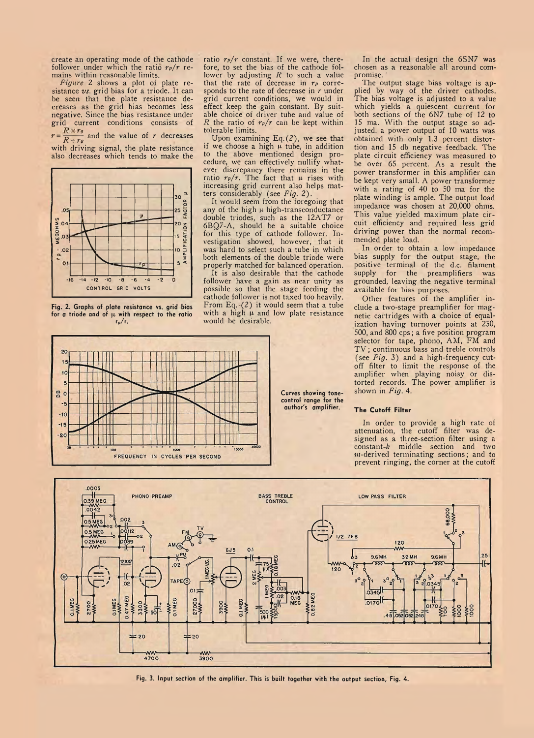create an operating mode of the cathode follower under which the ratio $r_p/r$ remains within reasonable limits.

*Figure* 2 shows a plot of plate resistance *vs.* grid bias for a triode. It can be seen that the plate resistance decreases as the grid bias becomes less negative. Since the bias resistance under grid current conditions consists of $r = \frac{R \times r_g}{R + r_g}$ and the value of $r$ decreases with driving signal, the plate resistance also decreases which tends to make the ratio $r_p/r$ constant. If we were, therefore, to set the bias of the cathode follower by adjusting $R$ to such a value that the rate of decrease in $r_p$ corresponds to the rate of decrease in $r$ under grid current conditions, we would in effect keep the gain constant. By suitable choice of driver tube and value of $R$ the ratio of $r_p/r$ can be kept within tolerable limits.

Upon examining Eq. (2), we see that if we choose a high $\mu$ tube, in addition to the above mentioned design procedure, we can effectively nullify whatever discrepancy there remains in the ratio $r_p/r$. The fact that $\mu$ rises with increasing grid current also helps matters considerably (see *Fig.* 2).

It would seem from the foregoing that any of the high $\mu$ high-transconductance double triodes, such as the 12AT7 or 6BQ7-A, should be a suitable choice for this type of cathode follower. Investigation showed, however, that it was hard to select such a tube in which both elements of the double triode were properly matched for balanced operation.

It is also desirable that the cathode follower have a gain as near unity as possible so that the stage feeding the cathode follower is not taxed too heavily. From Eq. (2) it would seem that a tube with a high $\mu$ and low plate resistance would be desirable.

Fig. 2. Graphs of plate resistance vs. grid bias for a triode and of $\mu$ with respect to the ratio $r_p/r$.

Curves showing tone-control range for the author's amplifier.

In the actual design the 6SN7 was chosen as a reasonable all around compromise.

The output stage bias voltage is applied by way of the driver cathodes. The bias voltage is adjusted to a value which yields a quiescent current for both sections of the 6N7 tube of 12 to 15 ma. With the output stage so adjusted, a power output of 10 watts was obtained with only 1.3 percent distortion and 15 db negative feedback. The plate circuit efficiency was measured to be over 65 percent. As a result the power transformer in this amplifier can be kept very small. A power transformer with a rating of 40 to 50 ma for the plate winding is ample. The output load impedance was chosen at 20,000 ohms. This value yielded maximum plate circuit efficiency and required less grid driving power than the normal recommended plate load.

In order to obtain a low impedance bias supply for the output stage, the positive terminal of the d.c. filament supply for the preamplifiers was grounded, leaving the negative terminal available for bias purposes.

Other features of the amplifier include a two-stage preamplifier for magnetic cartridges with a choice of equalization having turnover points at 250, 500, and 800 cps; a five position program selector for tape, phono, AM, FM and TV; continuous bass and treble controls (see *Fig.* 3) and a high-frequency cutoff filter to limit the response of the amplifier when playing noisy or distorted records. The power amplifier is shown in *Fig.* 4.

### The Cutoff Filter

In order to provide a high rate of attenuation, the cutoff filter was designed as a three-section filter using a constant-*k* middle section and *m*-derived terminating sections; and to prevent ringing, the corner at the cutoff

Fig. 3. Input section of the amplifier. This is built together with the output section, Fig. 4.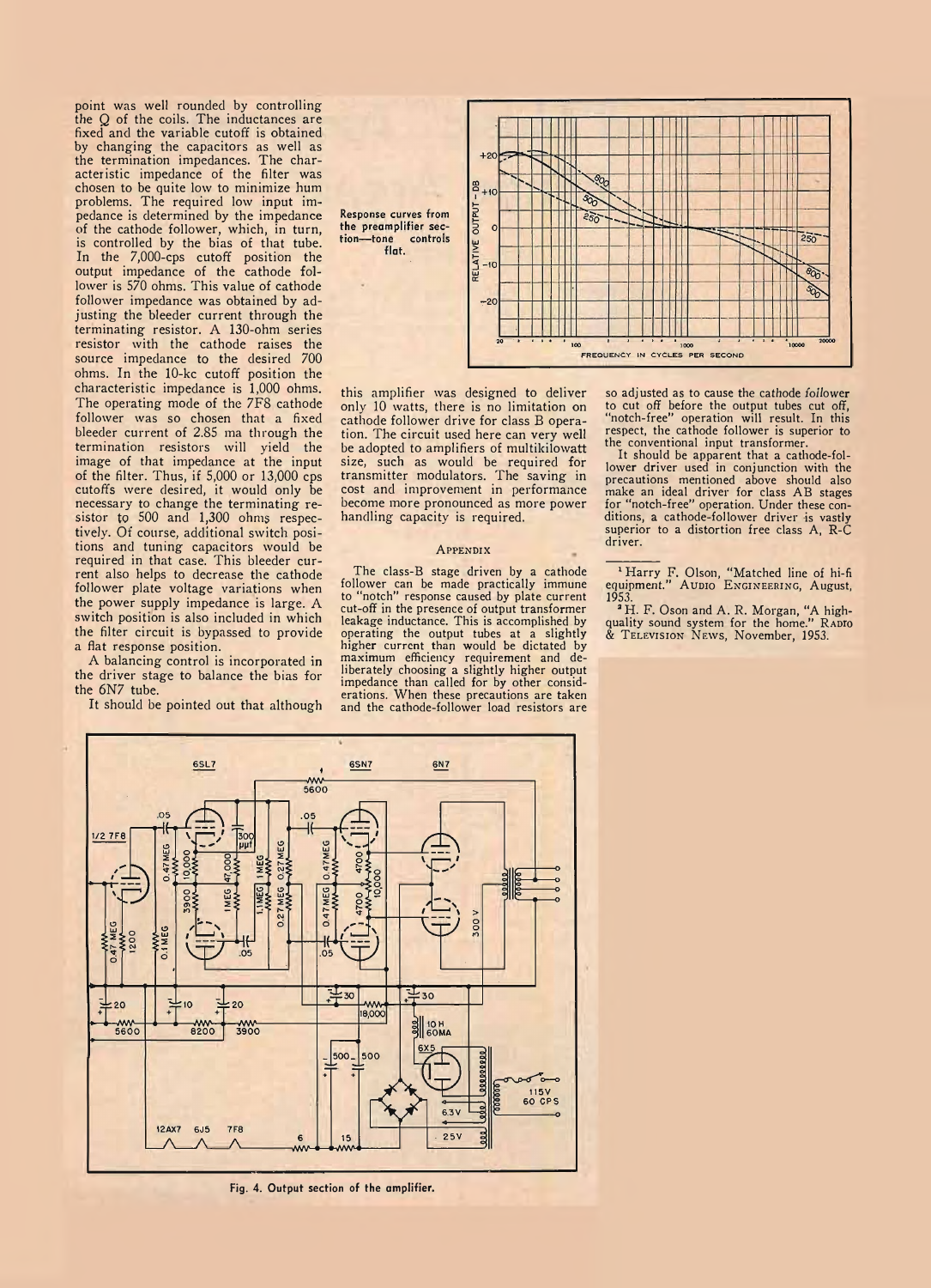point was well rounded by controlling the Q of the coils. The inductances are fixed and the variable cutoff is obtained by changing the capacitors as well as the termination impedances. The characteristic impedance of the filter was chosen to be quite low to minimize hum problems. The required low input impedance is determined by the impedance of the cathode follower, which, in turn, is controlled by the bias of that tube. In the 7,000-cps cutoff position the output impedance of the cathode follower is 570 ohms. This value of cathode follower impedance was obtained by adjusting the bleeder current through the terminating resistor. A 130-ohm series resistor with the cathode raises the source impedance to the desired 700 ohms. In the 10-kc cutoff position the characteristic impedance is 1,000 ohms. The operating mode of the 7F8 cathode follower was so chosen that a fixed bleeder current of 2.85 ma through the termination resistors will yield the image of that impedance at the input of the filter. Thus, if 5,000 or 13,000 cps cutoffs were desired, it would only be necessary to change the terminating resistor to 500 and 1,300 ohms respectively. Of course, additional switch positions and tuning capacitors would be required in that case. This bleeder current also helps to decrease the cathode follower plate voltage variations when the power supply impedance is large. A switch position is also included in which the filter circuit is bypassed to provide a flat response position.

A balancing control is incorporated in the driver stage to balance the bias for the 6N7 tube.

It should be pointed out that although this amplifier was designed to deliver only 10 watts, there is no limitation on cathode follower drive for class B operation. The circuit used here can very well be adopted to amplifiers of multikilowatt size, such as would be required for transmitter modulators. The saving in cost and improvement in performance become more pronounced as more power handling capacity is required.

Response curves from the preamplifier section—tone controls flat.

+20
+10
0
−10
−20
RELATIVE OUTPUT - DB
800
500
250
250
800
500
20
100
1000
10000
20000
FREQUENCY IN CYCLES PER SECOND

## Appendix

The class-B stage driven by a cathode follower can be made practically immune to "notch" response caused by plate current cut-off in the presence of output transformer leakage inductance. This is accomplished by operating the output tubes at a slightly higher current than would be dictated by maximum efficiency requirement and deliberately choosing a slightly higher output impedance than called for by other considerations. When these precautions are taken and the cathode-follower load resistors are so adjusted as to cause the cathode follower to cut off before the output tubes cut off, "notch-free" operation will result. In this respect, the cathode follower is superior to the conventional input transformer.

It should be apparent that a cathode-follower driver used in conjunction with the precautions mentioned above should also make an ideal driver for class AB stages for "notch-free" operation. Under these conditions, a cathode-follower driver is vastly superior to a distortion free class A, R-C driver.

[1] Harry F. Olson, "Matched line of hi-fi equipment." Audio Engineering, August, 1953.

[2] H. F. Oson and A. R. Morgan, "A high-quality sound system for the home." Radio & Television News, November, 1953.

6SL7
6SN7
6N7
5600
.05
.05
1/2 7F8
0.47 MEG
10,000
47,000
1 MEG
0.27 MEG
300 μμf
3900
1 MEG
1.1 MEG
0.27 MEG
0.47 MEG
4700
10,000
0.47 MEG
4700
300 V
0.47 MEG
1200
0.1 MEG
.05
.05
20
10
20
30
30
18,000
10 H 60MA
5600
8200
3900
6X5
500
500
115V 60 CPS
6.3V
25V
12AX7
6J5
7F8
6
15

Fig. 4. Output section of the amplifier.